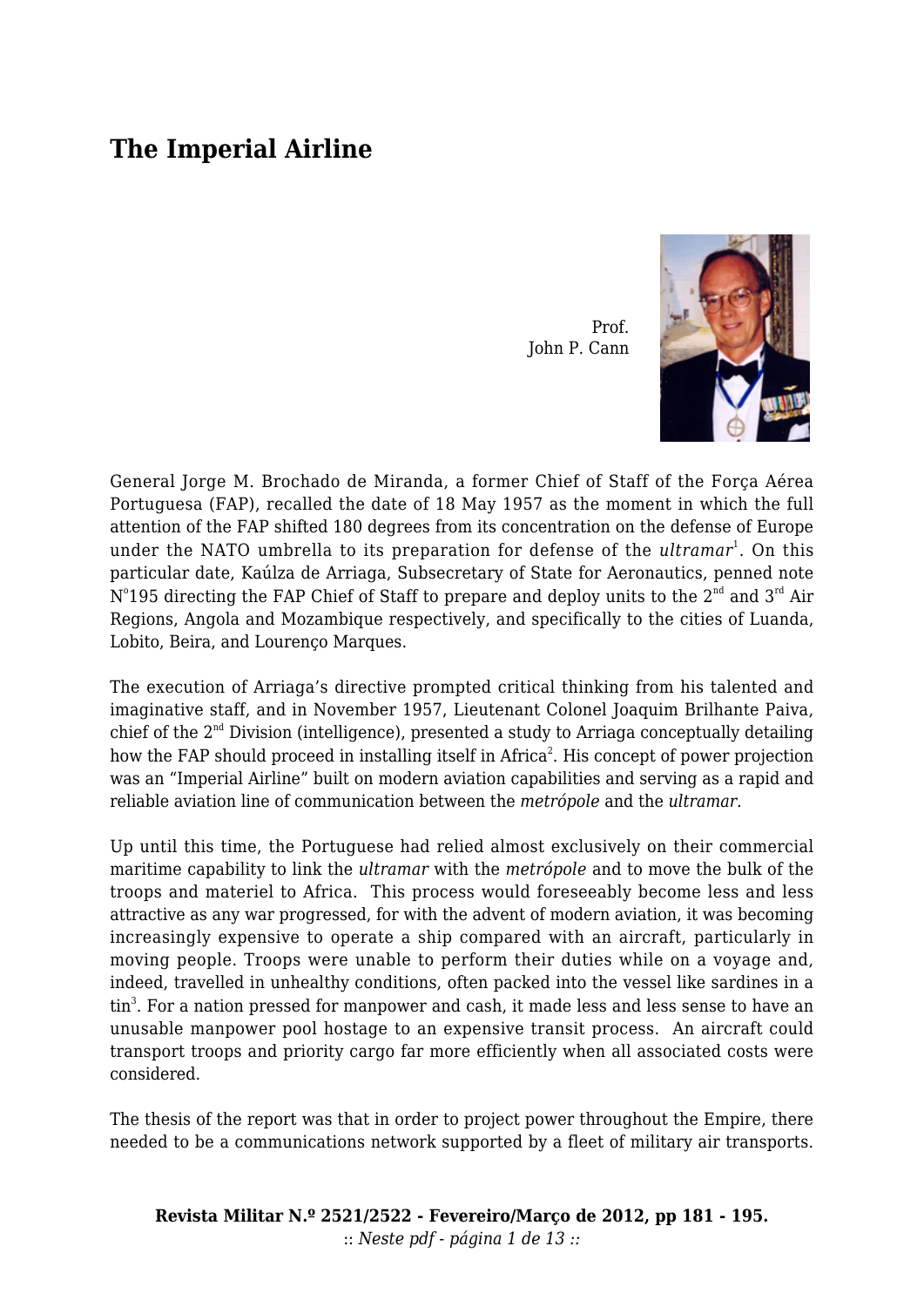# The Imperial Airline

Prof. John P. Cann

General Jorge M. Brochado de Miranda, a former Chief of Staff of the Força Aérea Portuguesa (FAP), recalled the date of 18 May 1957 as the moment in which the full attention of the FAP shifted 180 degrees from its concentration on the defense of Europe under the NATO umbrella to its preparation for defense of the *ultramar*[1]. On this particular date, Kaúlza de Arriaga, Subsecretary of State for Aeronautics, penned note Nº195 directing the FAP Chief of Staff to prepare and deploy units to the 2nd and 3rd Air Regions, Angola and Mozambique respectively, and specifically to the cities of Luanda, Lobito, Beira, and Lourenço Marques.

The execution of Arriaga's directive prompted critical thinking from his talented and imaginative staff, and in November 1957, Lieutenant Colonel Joaquim Brilhante Paiva, chief of the 2nd Division (intelligence), presented a study to Arriaga conceptually detailing how the FAP should proceed in installing itself in Africa[2]. His concept of power projection was an "Imperial Airline" built on modern aviation capabilities and serving as a rapid and reliable aviation line of communication between the *metrópole* and the *ultramar.*

Up until this time, the Portuguese had relied almost exclusively on their commercial maritime capability to link the *ultramar* with the *metrópole* and to move the bulk of the troops and materiel to Africa. This process would foreseeably become less and less attractive as any war progressed, for with the advent of modern aviation, it was becoming increasingly expensive to operate a ship compared with an aircraft, particularly in moving people. Troops were unable to perform their duties while on a voyage and, indeed, travelled in unhealthy conditions, often packed into the vessel like sardines in a tin[3]. For a nation pressed for manpower and cash, it made less and less sense to have an unusable manpower pool hostage to an expensive transit process. An aircraft could transport troops and priority cargo far more efficiently when all associated costs were considered.

The thesis of the report was that in order to project power throughout the Empire, there needed to be a communications network supported by a fleet of military air transports.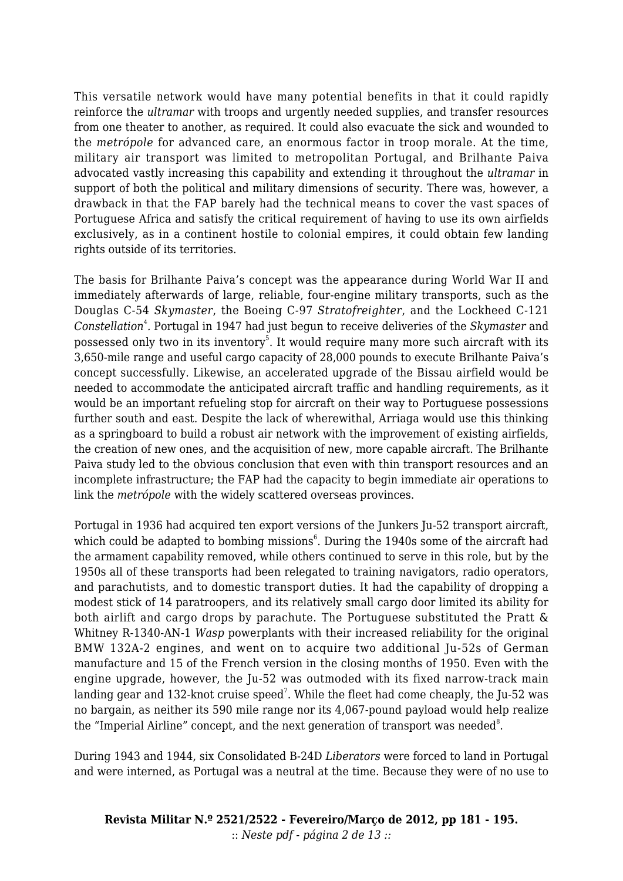This versatile network would have many potential benefits in that it could rapidly reinforce the *ultramar* with troops and urgently needed supplies, and transfer resources from one theater to another, as required. It could also evacuate the sick and wounded to the *metrópole* for advanced care, an enormous factor in troop morale. At the time, military air transport was limited to metropolitan Portugal, and Brilhante Paiva advocated vastly increasing this capability and extending it throughout the *ultramar* in support of both the political and military dimensions of security. There was, however, a drawback in that the FAP barely had the technical means to cover the vast spaces of Portuguese Africa and satisfy the critical requirement of having to use its own airfields exclusively, as in a continent hostile to colonial empires, it could obtain few landing rights outside of its territories.

The basis for Brilhante Paiva's concept was the appearance during World War II and immediately afterwards of large, reliable, four-engine military transports, such as the Douglas C-54 *Skymaster*, the Boeing C-97 *Stratofreighter*, and the Lockheed C-121 *Constellation*[4]. Portugal in 1947 had just begun to receive deliveries of the *Skymaster* and possessed only two in its inventory[5]. It would require many more such aircraft with its 3,650-mile range and useful cargo capacity of 28,000 pounds to execute Brilhante Paiva's concept successfully. Likewise, an accelerated upgrade of the Bissau airfield would be needed to accommodate the anticipated aircraft traffic and handling requirements, as it would be an important refueling stop for aircraft on their way to Portuguese possessions further south and east. Despite the lack of wherewithal, Arriaga would use this thinking as a springboard to build a robust air network with the improvement of existing airfields, the creation of new ones, and the acquisition of new, more capable aircraft. The Brilhante Paiva study led to the obvious conclusion that even with thin transport resources and an incomplete infrastructure; the FAP had the capacity to begin immediate air operations to link the *metrópole* with the widely scattered overseas provinces.

Portugal in 1936 had acquired ten export versions of the Junkers Ju-52 transport aircraft, which could be adapted to bombing missions[6]. During the 1940s some of the aircraft had the armament capability removed, while others continued to serve in this role, but by the 1950s all of these transports had been relegated to training navigators, radio operators, and parachutists, and to domestic transport duties. It had the capability of dropping a modest stick of 14 paratroopers, and its relatively small cargo door limited its ability for both airlift and cargo drops by parachute. The Portuguese substituted the Pratt & Whitney R-1340-AN-1 *Wasp* powerplants with their increased reliability for the original BMW 132A-2 engines, and went on to acquire two additional Ju-52s of German manufacture and 15 of the French version in the closing months of 1950. Even with the engine upgrade, however, the Ju-52 was outmoded with its fixed narrow-track main landing gear and 132-knot cruise speed[7]. While the fleet had come cheaply, the Ju-52 was no bargain, as neither its 590 mile range nor its 4,067-pound payload would help realize the "Imperial Airline" concept, and the next generation of transport was needed[8].

During 1943 and 1944, six Consolidated B-24D *Liberators* were forced to land in Portugal and were interned, as Portugal was a neutral at the time. Because they were of no use to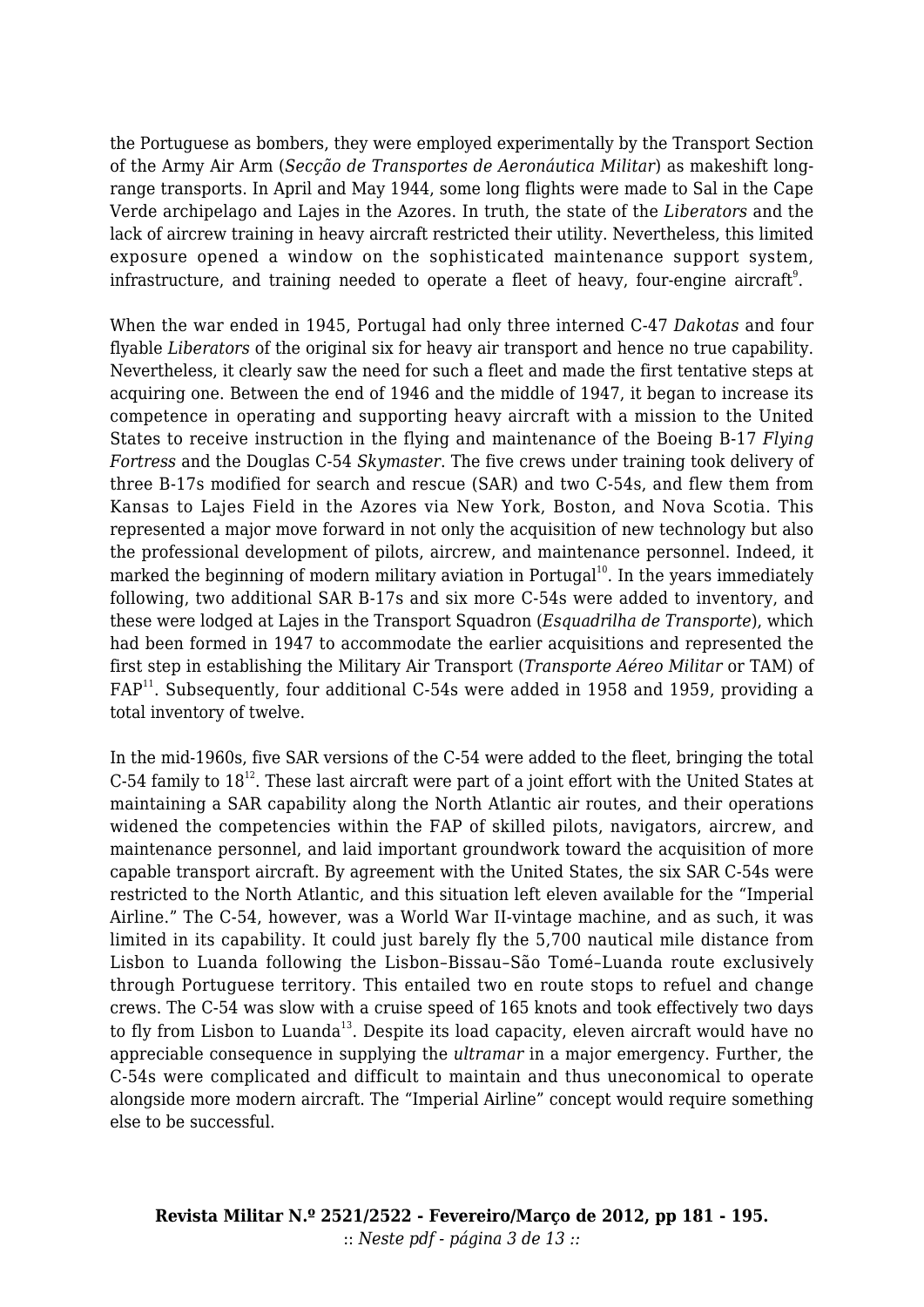the Portuguese as bombers, they were employed experimentally by the Transport Section of the Army Air Arm (*Secção de Transportes de Aeronáutica Militar*) as makeshift long-range transports. In April and May 1944, some long flights were made to Sal in the Cape Verde archipelago and Lajes in the Azores. In truth, the state of the *Liberators* and the lack of aircrew training in heavy aircraft restricted their utility. Nevertheless, this limited exposure opened a window on the sophisticated maintenance support system, infrastructure, and training needed to operate a fleet of heavy, four-engine aircraft[9].

When the war ended in 1945, Portugal had only three interned C-47 *Dakotas* and four flyable *Liberators* of the original six for heavy air transport and hence no true capability. Nevertheless, it clearly saw the need for such a fleet and made the first tentative steps at acquiring one. Between the end of 1946 and the middle of 1947, it began to increase its competence in operating and supporting heavy aircraft with a mission to the United States to receive instruction in the flying and maintenance of the Boeing B-17 *Flying Fortress* and the Douglas C-54 *Skymaster*. The five crews under training took delivery of three B-17s modified for search and rescue (SAR) and two C-54s, and flew them from Kansas to Lajes Field in the Azores via New York, Boston, and Nova Scotia. This represented a major move forward in not only the acquisition of new technology but also the professional development of pilots, aircrew, and maintenance personnel. Indeed, it marked the beginning of modern military aviation in Portugal[10]. In the years immediately following, two additional SAR B-17s and six more C-54s were added to inventory, and these were lodged at Lajes in the Transport Squadron (*Esquadrilha de Transporte*), which had been formed in 1947 to accommodate the earlier acquisitions and represented the first step in establishing the Military Air Transport (*Transporte Aéreo Militar* or TAM) of FAP[11]. Subsequently, four additional C-54s were added in 1958 and 1959, providing a total inventory of twelve.

In the mid-1960s, five SAR versions of the C-54 were added to the fleet, bringing the total C-54 family to 18[12]. These last aircraft were part of a joint effort with the United States at maintaining a SAR capability along the North Atlantic air routes, and their operations widened the competencies within the FAP of skilled pilots, navigators, aircrew, and maintenance personnel, and laid important groundwork toward the acquisition of more capable transport aircraft. By agreement with the United States, the six SAR C-54s were restricted to the North Atlantic, and this situation left eleven available for the "Imperial Airline." The C-54, however, was a World War II-vintage machine, and as such, it was limited in its capability. It could just barely fly the 5,700 nautical mile distance from Lisbon to Luanda following the Lisbon–Bissau–São Tomé–Luanda route exclusively through Portuguese territory. This entailed two en route stops to refuel and change crews. The C-54 was slow with a cruise speed of 165 knots and took effectively two days to fly from Lisbon to Luanda[13]. Despite its load capacity, eleven aircraft would have no appreciable consequence in supplying the *ultramar* in a major emergency. Further, the C-54s were complicated and difficult to maintain and thus uneconomical to operate alongside more modern aircraft. The "Imperial Airline" concept would require something else to be successful.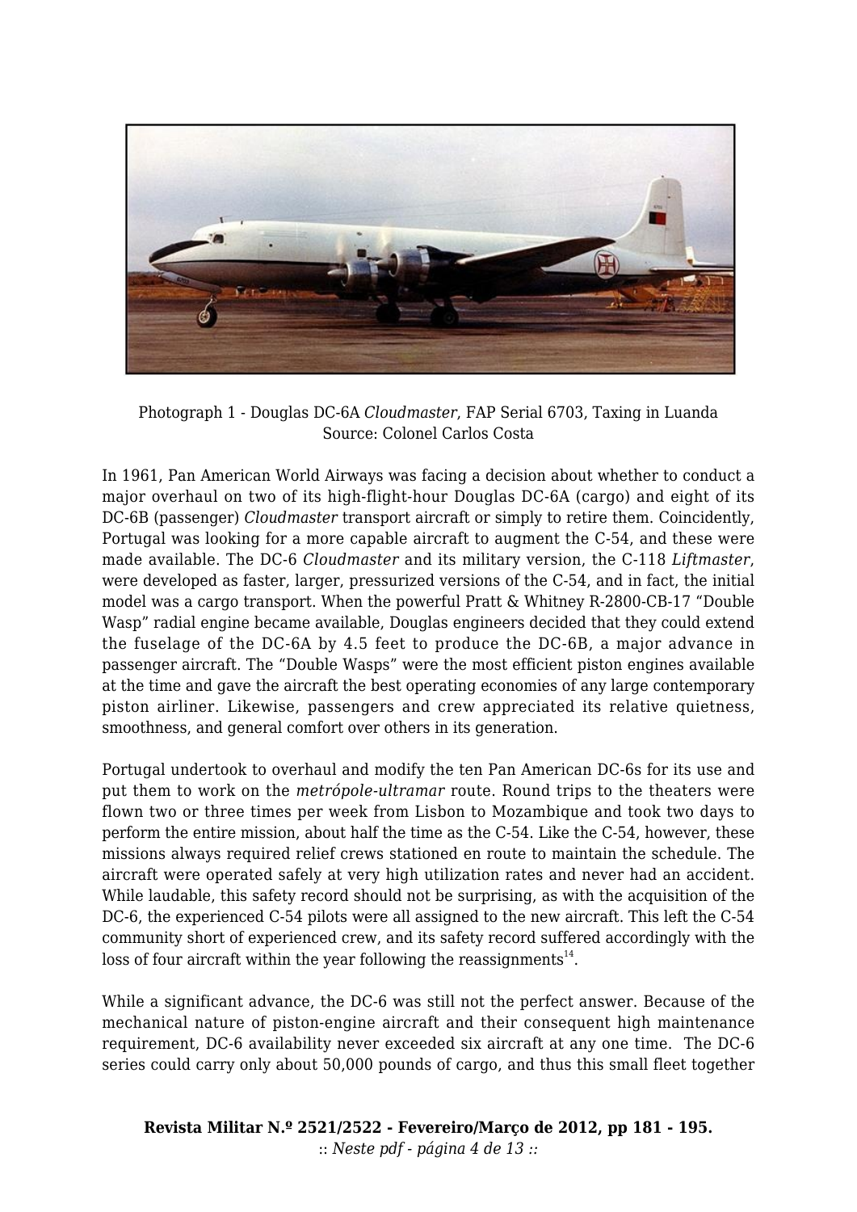Photograph 1 - Douglas DC-6A *Cloudmaster*, FAP Serial 6703, Taxing in Luanda
Source: Colonel Carlos Costa

In 1961, Pan American World Airways was facing a decision about whether to conduct a major overhaul on two of its high-flight-hour Douglas DC-6A (cargo) and eight of its DC-6B (passenger) *Cloudmaster* transport aircraft or simply to retire them. Coincidently, Portugal was looking for a more capable aircraft to augment the C-54, and these were made available. The DC-6 *Cloudmaster* and its military version, the C-118 *Liftmaster*, were developed as faster, larger, pressurized versions of the C-54, and in fact, the initial model was a cargo transport. When the powerful Pratt & Whitney R-2800-CB-17 "Double Wasp" radial engine became available, Douglas engineers decided that they could extend the fuselage of the DC-6A by 4.5 feet to produce the DC-6B, a major advance in passenger aircraft. The "Double Wasps" were the most efficient piston engines available at the time and gave the aircraft the best operating economies of any large contemporary piston airliner. Likewise, passengers and crew appreciated its relative quietness, smoothness, and general comfort over others in its generation.

Portugal undertook to overhaul and modify the ten Pan American DC-6s for its use and put them to work on the *metrópole-ultramar* route. Round trips to the theaters were flown two or three times per week from Lisbon to Mozambique and took two days to perform the entire mission, about half the time as the C-54. Like the C-54, however, these missions always required relief crews stationed en route to maintain the schedule. The aircraft were operated safely at very high utilization rates and never had an accident. While laudable, this safety record should not be surprising, as with the acquisition of the DC-6, the experienced C-54 pilots were all assigned to the new aircraft. This left the C-54 community short of experienced crew, and its safety record suffered accordingly with the loss of four aircraft within the year following the reassignments[14].

While a significant advance, the DC-6 was still not the perfect answer. Because of the mechanical nature of piston-engine aircraft and their consequent high maintenance requirement, DC-6 availability never exceeded six aircraft at any one time. The DC-6 series could carry only about 50,000 pounds of cargo, and thus this small fleet together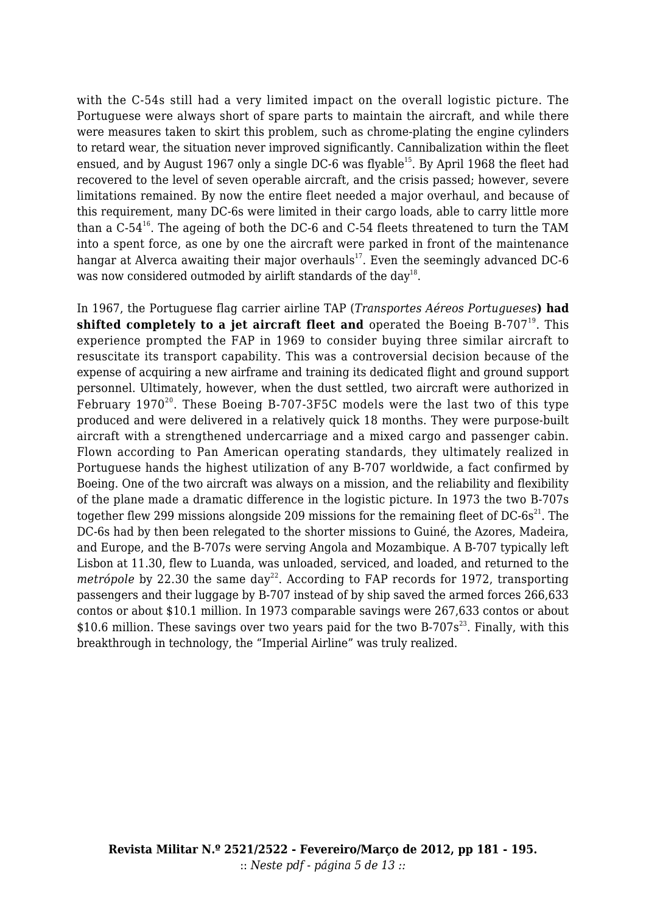with the C-54s still had a very limited impact on the overall logistic picture. The Portuguese were always short of spare parts to maintain the aircraft, and while there were measures taken to skirt this problem, such as chrome-plating the engine cylinders to retard wear, the situation never improved significantly. Cannibalization within the fleet ensued, and by August 1967 only a single DC-6 was flyable[15]. By April 1968 the fleet had recovered to the level of seven operable aircraft, and the crisis passed; however, severe limitations remained. By now the entire fleet needed a major overhaul, and because of this requirement, many DC-6s were limited in their cargo loads, able to carry little more than a C-54[16]. The ageing of both the DC-6 and C-54 fleets threatened to turn the TAM into a spent force, as one by one the aircraft were parked in front of the maintenance hangar at Alverca awaiting their major overhauls[17]. Even the seemingly advanced DC-6 was now considered outmoded by airlift standards of the day[18].

In 1967, the Portuguese flag carrier airline TAP (*Transportes Aéreos Portugueses*) **had shifted completely to a jet aircraft fleet and** operated the Boeing B-707[19]. This experience prompted the FAP in 1969 to consider buying three similar aircraft to resuscitate its transport capability. This was a controversial decision because of the expense of acquiring a new airframe and training its dedicated flight and ground support personnel. Ultimately, however, when the dust settled, two aircraft were authorized in February 1970[20]. These Boeing B-707-3F5C models were the last two of this type produced and were delivered in a relatively quick 18 months. They were purpose-built aircraft with a strengthened undercarriage and a mixed cargo and passenger cabin. Flown according to Pan American operating standards, they ultimately realized in Portuguese hands the highest utilization of any B-707 worldwide, a fact confirmed by Boeing. One of the two aircraft was always on a mission, and the reliability and flexibility of the plane made a dramatic difference in the logistic picture. In 1973 the two B-707s together flew 299 missions alongside 209 missions for the remaining fleet of DC-6s[21]. The DC-6s had by then been relegated to the shorter missions to Guiné, the Azores, Madeira, and Europe, and the B-707s were serving Angola and Mozambique. A B-707 typically left Lisbon at 11.30, flew to Luanda, was unloaded, serviced, and loaded, and returned to the *metrópole* by 22.30 the same day[22]. According to FAP records for 1972, transporting passengers and their luggage by B-707 instead of by ship saved the armed forces 266,633 contos or about $10.1 million. In 1973 comparable savings were 267,633 contos or about $10.6 million. These savings over two years paid for the two B-707s[23]. Finally, with this breakthrough in technology, the "Imperial Airline" was truly realized.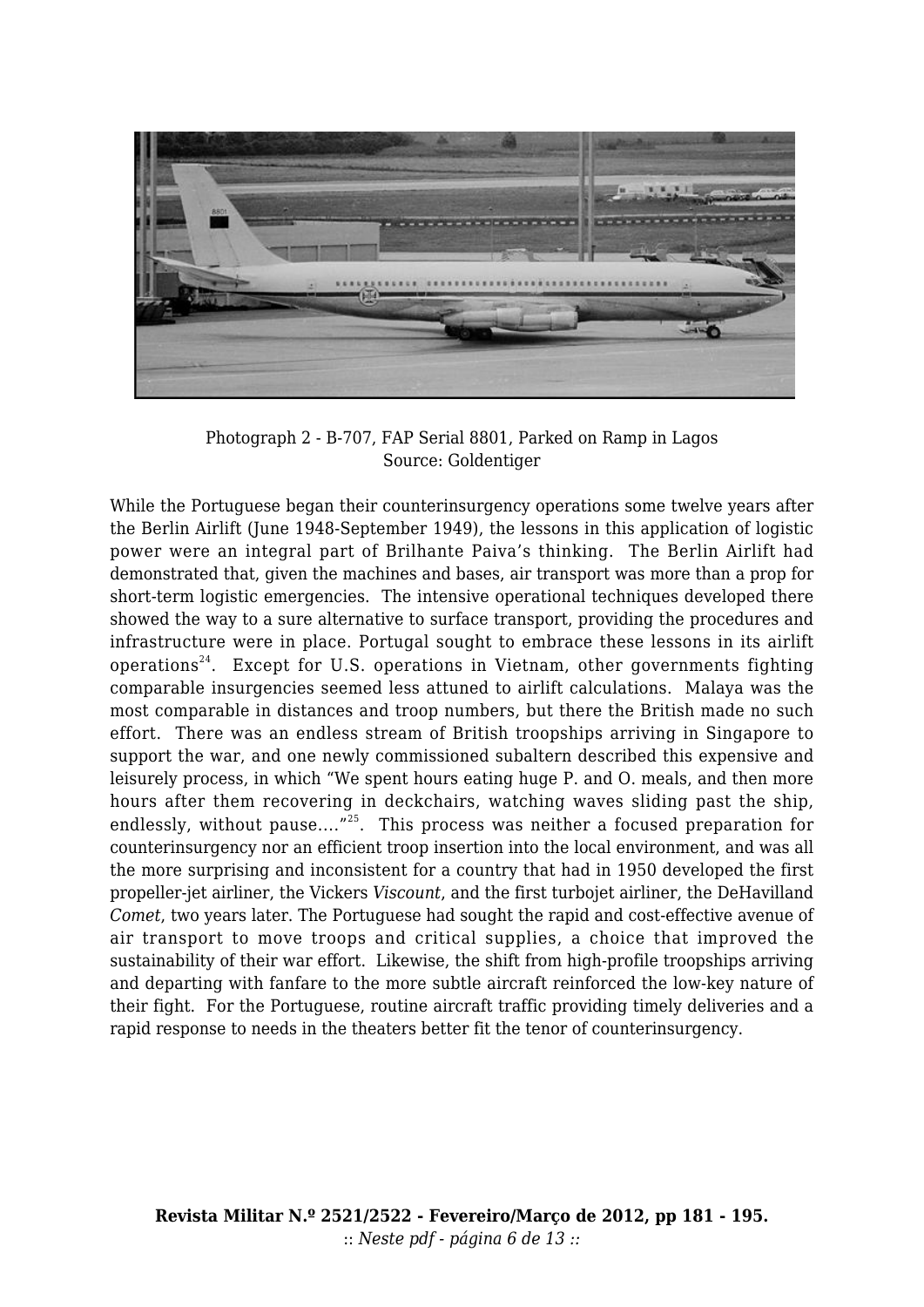Photograph 2 - B-707, FAP Serial 8801, Parked on Ramp in Lagos
Source: Goldentiger

While the Portuguese began their counterinsurgency operations some twelve years after the Berlin Airlift (June 1948-September 1949), the lessons in this application of logistic power were an integral part of Brilhante Paiva's thinking. The Berlin Airlift had demonstrated that, given the machines and bases, air transport was more than a prop for short-term logistic emergencies. The intensive operational techniques developed there showed the way to a sure alternative to surface transport, providing the procedures and infrastructure were in place. Portugal sought to embrace these lessons in its airlift operations[24]. Except for U.S. operations in Vietnam, other governments fighting comparable insurgencies seemed less attuned to airlift calculations. Malaya was the most comparable in distances and troop numbers, but there the British made no such effort. There was an endless stream of British troopships arriving in Singapore to support the war, and one newly commissioned subaltern described this expensive and leisurely process, in which "We spent hours eating huge P. and O. meals, and then more hours after them recovering in deckchairs, watching waves sliding past the ship, endlessly, without pause…."[25]. This process was neither a focused preparation for counterinsurgency nor an efficient troop insertion into the local environment, and was all the more surprising and inconsistent for a country that had in 1950 developed the first propeller-jet airliner, the Vickers *Viscount*, and the first turbojet airliner, the DeHavilland *Comet*, two years later. The Portuguese had sought the rapid and cost-effective avenue of air transport to move troops and critical supplies, a choice that improved the sustainability of their war effort. Likewise, the shift from high-profile troopships arriving and departing with fanfare to the more subtle aircraft reinforced the low-key nature of their fight. For the Portuguese, routine aircraft traffic providing timely deliveries and a rapid response to needs in the theaters better fit the tenor of counterinsurgency.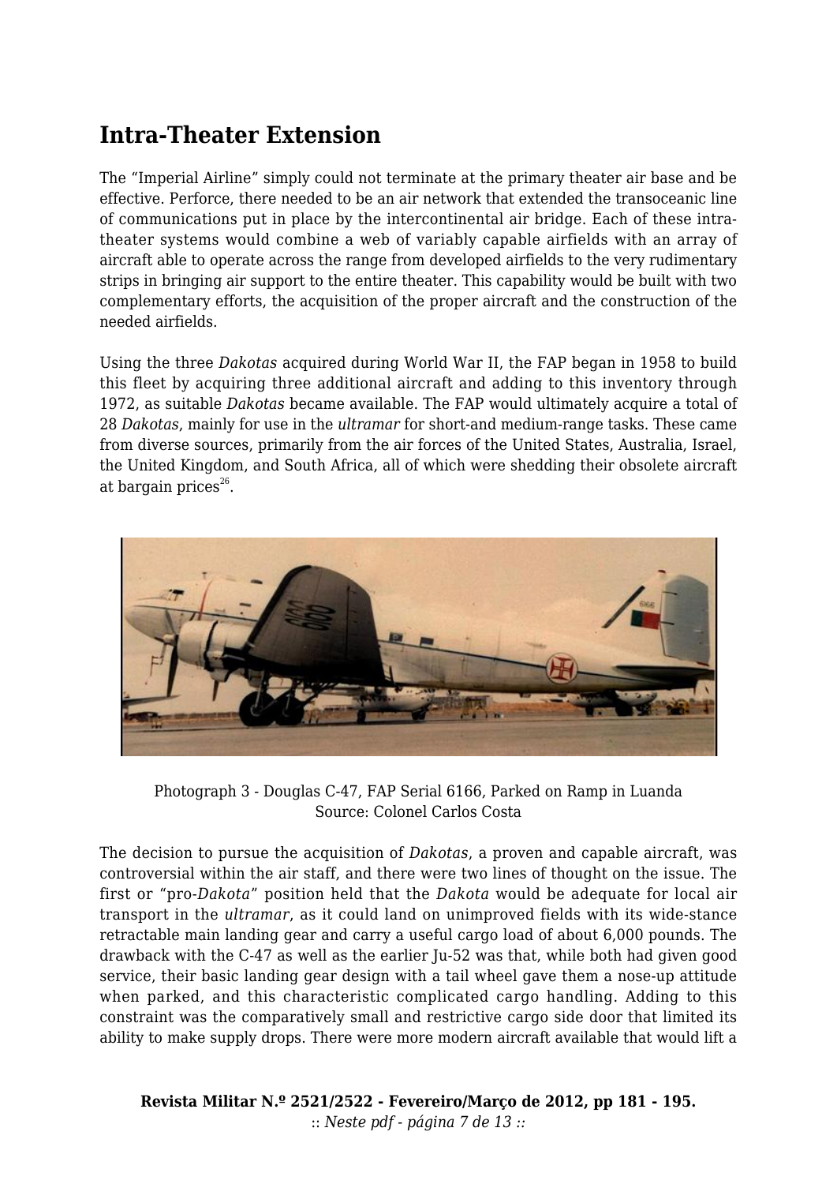## Intra-Theater Extension

The "Imperial Airline" simply could not terminate at the primary theater air base and be effective. Perforce, there needed to be an air network that extended the transoceanic line of communications put in place by the intercontinental air bridge. Each of these intra-theater systems would combine a web of variably capable airfields with an array of aircraft able to operate across the range from developed airfields to the very rudimentary strips in bringing air support to the entire theater. This capability would be built with two complementary efforts, the acquisition of the proper aircraft and the construction of the needed airfields.

Using the three *Dakotas* acquired during World War II, the FAP began in 1958 to build this fleet by acquiring three additional aircraft and adding to this inventory through 1972, as suitable *Dakotas* became available. The FAP would ultimately acquire a total of 28 *Dakotas*, mainly for use in the *ultramar* for short-and medium-range tasks. These came from diverse sources, primarily from the air forces of the United States, Australia, Israel, the United Kingdom, and South Africa, all of which were shedding their obsolete aircraft at bargain prices[26].

Photograph 3 - Douglas C-47, FAP Serial 6166, Parked on Ramp in Luanda
Source: Colonel Carlos Costa

The decision to pursue the acquisition of *Dakotas*, a proven and capable aircraft, was controversial within the air staff, and there were two lines of thought on the issue. The first or "pro-*Dakota*" position held that the *Dakota* would be adequate for local air transport in the *ultramar*, as it could land on unimproved fields with its wide-stance retractable main landing gear and carry a useful cargo load of about 6,000 pounds. The drawback with the C-47 as well as the earlier Ju-52 was that, while both had given good service, their basic landing gear design with a tail wheel gave them a nose-up attitude when parked, and this characteristic complicated cargo handling. Adding to this constraint was the comparatively small and restrictive cargo side door that limited its ability to make supply drops. There were more modern aircraft available that would lift a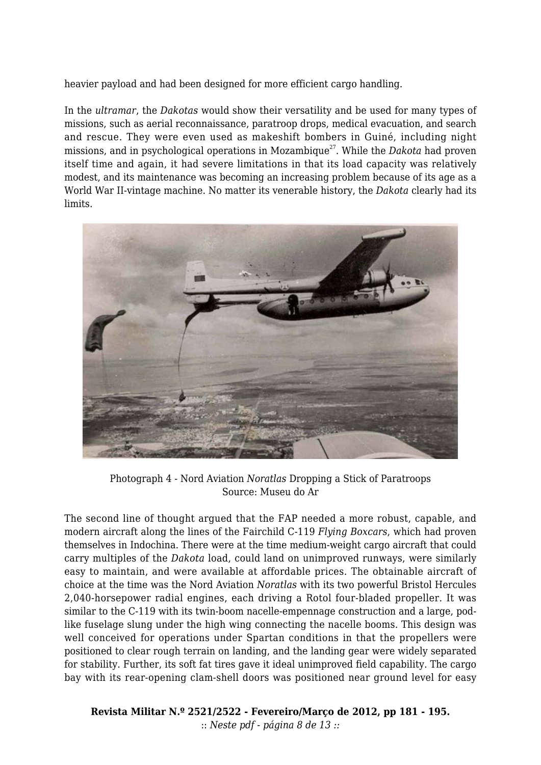heavier payload and had been designed for more efficient cargo handling.

In the *ultramar*, the *Dakotas* would show their versatility and be used for many types of missions, such as aerial reconnaissance, paratroop drops, medical evacuation, and search and rescue. They were even used as makeshift bombers in Guiné, including night missions, and in psychological operations in Mozambique[27]. While the *Dakota* had proven itself time and again, it had severe limitations in that its load capacity was relatively modest, and its maintenance was becoming an increasing problem because of its age as a World War II-vintage machine. No matter its venerable history, the *Dakota* clearly had its limits.

Photograph 4 - Nord Aviation *Noratlas* Dropping a Stick of Paratroops
Source: Museu do Ar

The second line of thought argued that the FAP needed a more robust, capable, and modern aircraft along the lines of the Fairchild C-119 *Flying Boxcars*, which had proven themselves in Indochina. There were at the time medium-weight cargo aircraft that could carry multiples of the *Dakota* load, could land on unimproved runways, were similarly easy to maintain, and were available at affordable prices. The obtainable aircraft of choice at the time was the Nord Aviation *Noratlas* with its two powerful Bristol Hercules 2,040-horsepower radial engines, each driving a Rotol four-bladed propeller. It was similar to the C-119 with its twin-boom nacelle-empennage construction and a large, pod-like fuselage slung under the high wing connecting the nacelle booms. This design was well conceived for operations under Spartan conditions in that the propellers were positioned to clear rough terrain on landing, and the landing gear were widely separated for stability. Further, its soft fat tires gave it ideal unimproved field capability. The cargo bay with its rear-opening clam-shell doors was positioned near ground level for easy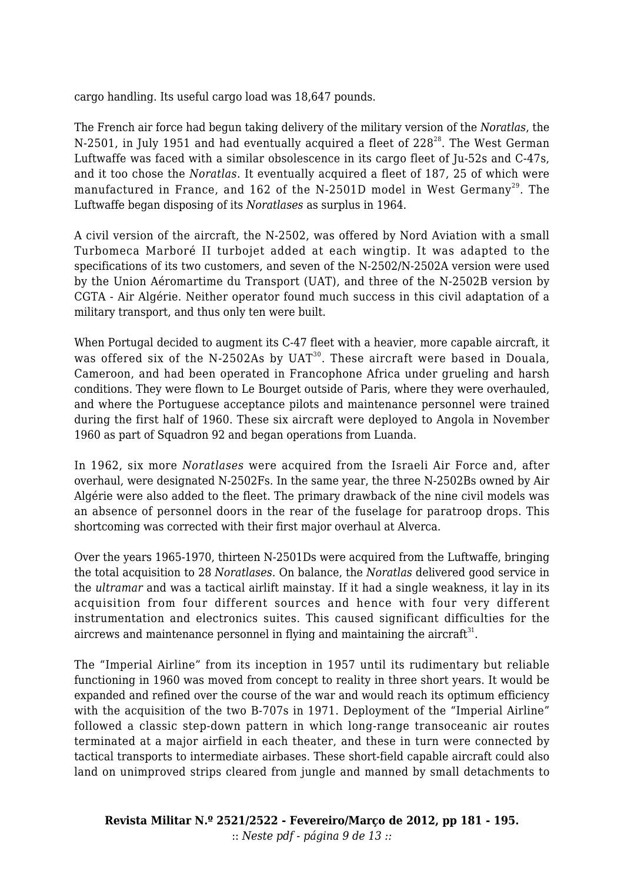cargo handling. Its useful cargo load was 18,647 pounds.

The French air force had begun taking delivery of the military version of the *Noratlas*, the N-2501, in July 1951 and had eventually acquired a fleet of 228[28]. The West German Luftwaffe was faced with a similar obsolescence in its cargo fleet of Ju-52s and C-47s, and it too chose the *Noratlas*. It eventually acquired a fleet of 187, 25 of which were manufactured in France, and 162 of the N-2501D model in West Germany[29]. The Luftwaffe began disposing of its *Noratlases* as surplus in 1964.

A civil version of the aircraft, the N-2502, was offered by Nord Aviation with a small Turbomeca Marboré II turbojet added at each wingtip. It was adapted to the specifications of its two customers, and seven of the N-2502/N-2502A version were used by the Union Aéromartime du Transport (UAT), and three of the N-2502B version by CGTA - Air Algérie. Neither operator found much success in this civil adaptation of a military transport, and thus only ten were built.

When Portugal decided to augment its C-47 fleet with a heavier, more capable aircraft, it was offered six of the N-2502As by UAT[30]. These aircraft were based in Douala, Cameroon, and had been operated in Francophone Africa under grueling and harsh conditions. They were flown to Le Bourget outside of Paris, where they were overhauled, and where the Portuguese acceptance pilots and maintenance personnel were trained during the first half of 1960. These six aircraft were deployed to Angola in November 1960 as part of Squadron 92 and began operations from Luanda.

In 1962, six more *Noratlases* were acquired from the Israeli Air Force and, after overhaul, were designated N-2502Fs. In the same year, the three N-2502Bs owned by Air Algérie were also added to the fleet. The primary drawback of the nine civil models was an absence of personnel doors in the rear of the fuselage for paratroop drops. This shortcoming was corrected with their first major overhaul at Alverca.

Over the years 1965-1970, thirteen N-2501Ds were acquired from the Luftwaffe, bringing the total acquisition to 28 *Noratlases*. On balance, the *Noratlas* delivered good service in the *ultramar* and was a tactical airlift mainstay. If it had a single weakness, it lay in its acquisition from four different sources and hence with four very different instrumentation and electronics suites. This caused significant difficulties for the aircrews and maintenance personnel in flying and maintaining the aircraft[31].

The "Imperial Airline" from its inception in 1957 until its rudimentary but reliable functioning in 1960 was moved from concept to reality in three short years. It would be expanded and refined over the course of the war and would reach its optimum efficiency with the acquisition of the two B-707s in 1971. Deployment of the "Imperial Airline" followed a classic step-down pattern in which long-range transoceanic air routes terminated at a major airfield in each theater, and these in turn were connected by tactical transports to intermediate airbases. These short-field capable aircraft could also land on unimproved strips cleared from jungle and manned by small detachments to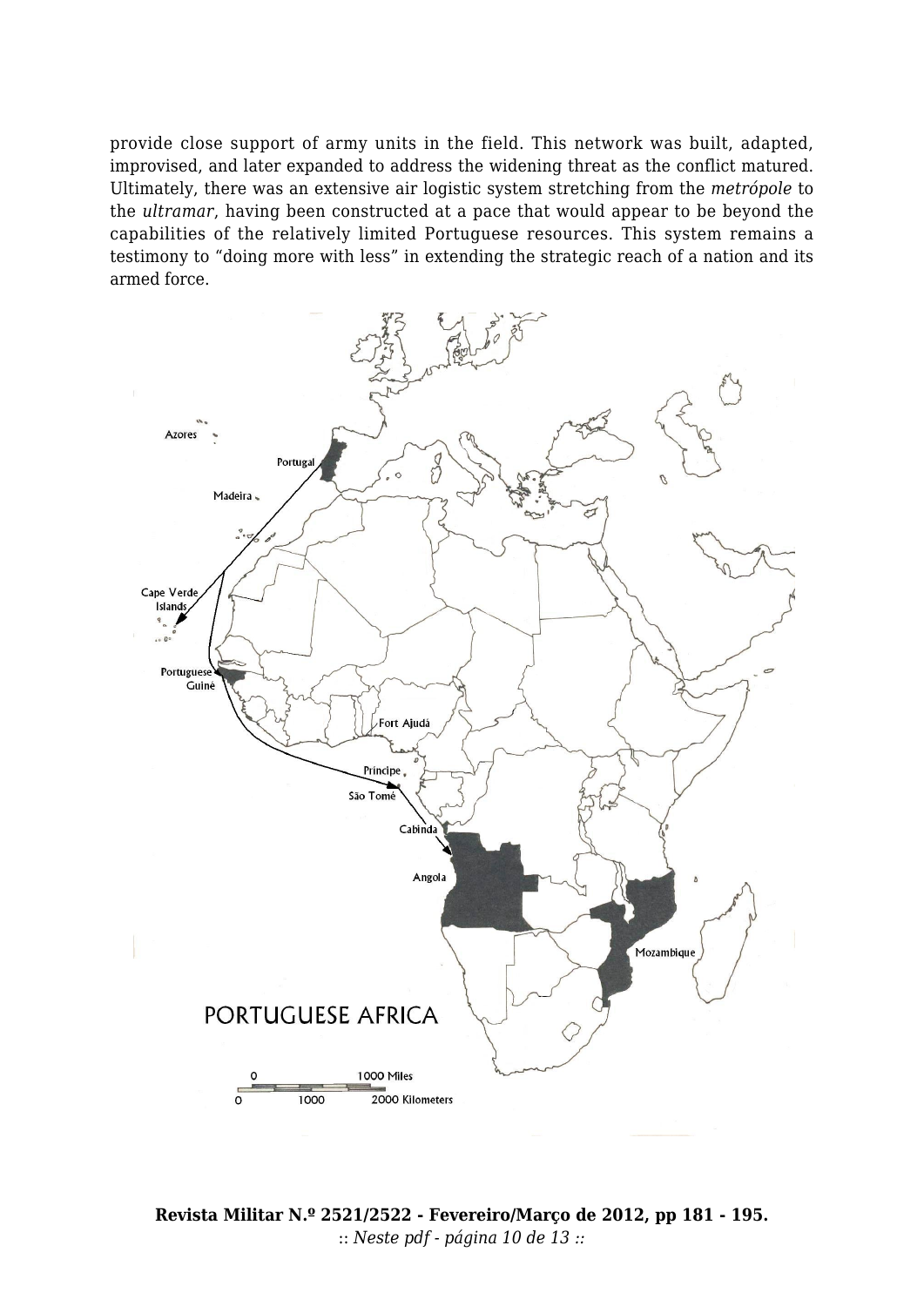provide close support of army units in the field. This network was built, adapted, improvised, and later expanded to address the widening threat as the conflict matured. Ultimately, there was an extensive air logistic system stretching from the *metrópole* to the *ultramar*, having been constructed at a pace that would appear to be beyond the capabilities of the relatively limited Portuguese resources. This system remains a testimony to "doing more with less" in extending the strategic reach of a nation and its armed force.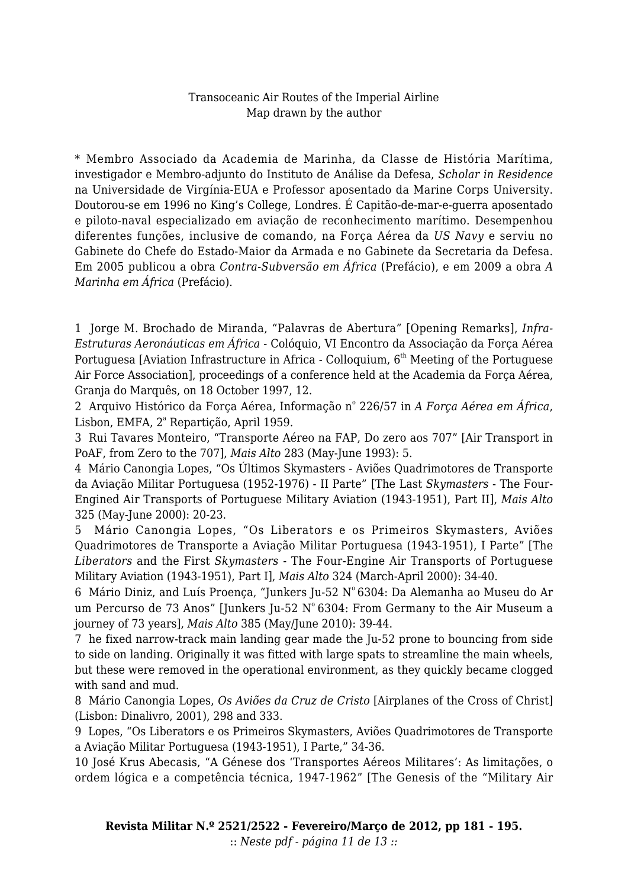Transoceanic Air Routes of the Imperial Airline
Map drawn by the author

* Membro Associado da Academia de Marinha, da Classe de História Marítima, investigador e Membro-adjunto do Instituto de Análise da Defesa, *Scholar in Residence* na Universidade de Virgínia-EUA e Professor aposentado da Marine Corps University. Doutorou-se em 1996 no King's College, Londres. É Capitão-de-mar-e-guerra aposentado e piloto-naval especializado em aviação de reconhecimento marítimo. Desempenhou diferentes funções, inclusive de comando, na Força Aérea da *US Navy* e serviu no Gabinete do Chefe do Estado-Maior da Armada e no Gabinete da Secretaria da Defesa. Em 2005 publicou a obra *Contra-Subversão em África* (Prefácio), e em 2009 a obra *A Marinha em África* (Prefácio).

1 Jorge M. Brochado de Miranda, "Palavras de Abertura" [Opening Remarks], *Infra-Estruturas Aeronáuticas em África* - Colóquio, VI Encontro da Associação da Força Aérea Portuguesa [Aviation Infrastructure in Africa - Colloquium, 6th Meeting of the Portuguese Air Force Association], proceedings of a conference held at the Academia da Força Aérea, Granja do Marquês, on 18 October 1997, 12.

2 Arquivo Histórico da Força Aérea, Informação nº 226/57 in *A Força Aérea em África*, Lisbon, EMFA, 2ª Repartição, April 1959.

3 Rui Tavares Monteiro, "Transporte Aéreo na FAP, Do zero aos 707" [Air Transport in PoAF, from Zero to the 707], *Mais Alto* 283 (May-June 1993): 5.

4 Mário Canongia Lopes, "Os Últimos Skymasters - Aviões Quadrimotores de Transporte da Aviação Militar Portuguesa (1952-1976) - II Parte" [The Last *Skymasters* - The Four-Engined Air Transports of Portuguese Military Aviation (1943-1951), Part II], *Mais Alto* 325 (May-June 2000): 20-23.

5 Mário Canongia Lopes, "Os Liberators e os Primeiros Skymasters, Aviões Quadrimotores de Transporte a Aviação Militar Portuguesa (1943-1951), I Parte" [The *Liberators* and the First *Skymasters* - The Four-Engine Air Transports of Portuguese Military Aviation (1943-1951), Part I], *Mais Alto* 324 (March-April 2000): 34-40.

6 Mário Diniz, and Luís Proença, "Junkers Ju-52 Nº 6304: Da Alemanha ao Museu do Ar um Percurso de 73 Anos" [Junkers Ju-52 Nº 6304: From Germany to the Air Museum a journey of 73 years], *Mais Alto* 385 (May/June 2010): 39-44.

7 he fixed narrow-track main landing gear made the Ju-52 prone to bouncing from side to side on landing. Originally it was fitted with large spats to streamline the main wheels, but these were removed in the operational environment, as they quickly became clogged with sand and mud.

8 Mário Canongia Lopes, *Os Aviões da Cruz de Cristo* [Airplanes of the Cross of Christ] (Lisbon: Dinalivro, 2001), 298 and 333.

9 Lopes, "Os Liberators e os Primeiros Skymasters, Aviões Quadrimotores de Transporte a Aviação Militar Portuguesa (1943-1951), I Parte," 34-36.

10 José Krus Abecasis, "A Génese dos 'Transportes Aéreos Militares': As limitações, o ordem lógica e a competência técnica, 1947-1962" [The Genesis of the "Military Air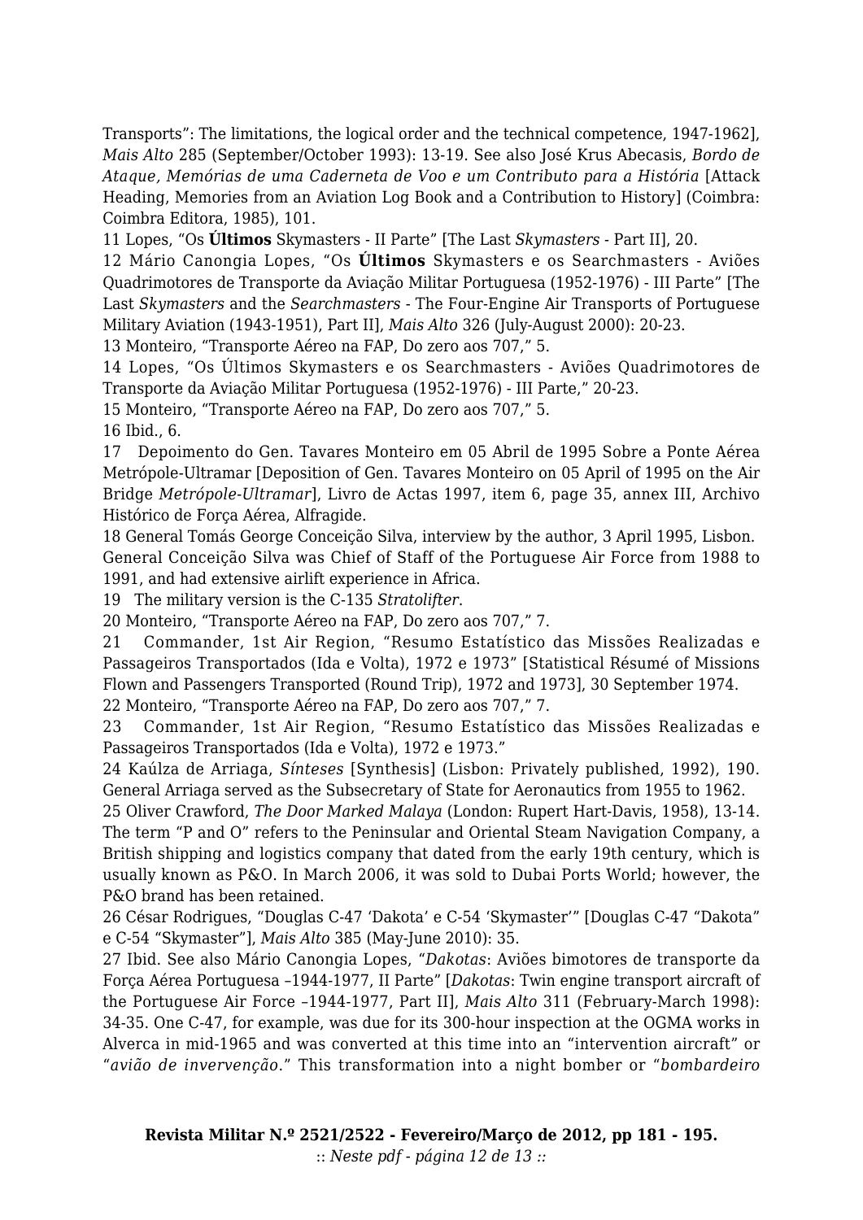Transports": The limitations, the logical order and the technical competence, 1947-1962], *Mais Alto* 285 (September/October 1993): 13-19. See also José Krus Abecasis, *Bordo de Ataque, Memórias de uma Caderneta de Voo e um Contributo para a História* [Attack Heading, Memories from an Aviation Log Book and a Contribution to History] (Coimbra: Coimbra Editora, 1985), 101.

11 Lopes, "Os **Últimos** Skymasters - II Parte" [The Last *Skymasters* - Part II], 20.

12 Mário Canongia Lopes, "Os **Últimos** Skymasters e os Searchmasters - Aviões Quadrimotores de Transporte da Aviação Militar Portuguesa (1952-1976) - III Parte" [The Last *Skymasters* and the *Searchmasters* - The Four-Engine Air Transports of Portuguese Military Aviation (1943-1951), Part II], *Mais Alto* 326 (July-August 2000): 20-23.

13 Monteiro, "Transporte Aéreo na FAP, Do zero aos 707," 5.

14 Lopes, "Os Últimos Skymasters e os Searchmasters - Aviões Quadrimotores de Transporte da Aviação Militar Portuguesa (1952-1976) - III Parte," 20-23.

15 Monteiro, "Transporte Aéreo na FAP, Do zero aos 707," 5.

16 Ibid., 6.

17 Depoimento do Gen. Tavares Monteiro em 05 Abril de 1995 Sobre a Ponte Aérea Metrópole-Ultramar [Deposition of Gen. Tavares Monteiro on 05 April of 1995 on the Air Bridge *Metrópole-Ultramar*], Livro de Actas 1997, item 6, page 35, annex III, Archivo Histórico de Força Aérea, Alfragide.

18 General Tomás George Conceição Silva, interview by the author, 3 April 1995, Lisbon. General Conceição Silva was Chief of Staff of the Portuguese Air Force from 1988 to 1991, and had extensive airlift experience in Africa.

19 The military version is the C-135 *Stratolifter*.

20 Monteiro, "Transporte Aéreo na FAP, Do zero aos 707," 7.

21 Commander, 1st Air Region, "Resumo Estatístico das Missões Realizadas e Passageiros Transportados (Ida e Volta), 1972 e 1973" [Statistical Résumé of Missions Flown and Passengers Transported (Round Trip), 1972 and 1973], 30 September 1974.

22 Monteiro, "Transporte Aéreo na FAP, Do zero aos 707," 7.

23 Commander, 1st Air Region, "Resumo Estatístico das Missões Realizadas e Passageiros Transportados (Ida e Volta), 1972 e 1973."

24 Kaúlza de Arriaga, *Sínteses* [Synthesis] (Lisbon: Privately published, 1992), 190. General Arriaga served as the Subsecretary of State for Aeronautics from 1955 to 1962.

25 Oliver Crawford, *The Door Marked Malaya* (London: Rupert Hart-Davis, 1958), 13-14. The term "P and O" refers to the Peninsular and Oriental Steam Navigation Company, a British shipping and logistics company that dated from the early 19th century, which is usually known as P&O. In March 2006, it was sold to Dubai Ports World; however, the P&O brand has been retained.

26 César Rodrigues, "Douglas C-47 'Dakota' e C-54 'Skymaster'" [Douglas C-47 "Dakota" e C-54 "Skymaster"], *Mais Alto* 385 (May-June 2010): 35.

27 Ibid. See also Mário Canongia Lopes, "*Dakotas*: Aviões bimotores de transporte da Força Aérea Portuguesa –1944-1977, II Parte" [*Dakotas*: Twin engine transport aircraft of the Portuguese Air Force –1944-1977, Part II], *Mais Alto* 311 (February-March 1998): 34-35. One C-47, for example, was due for its 300-hour inspection at the OGMA works in Alverca in mid-1965 and was converted at this time into an "intervention aircraft" or "*avião de invervenção*." This transformation into a night bomber or "*bombardeiro*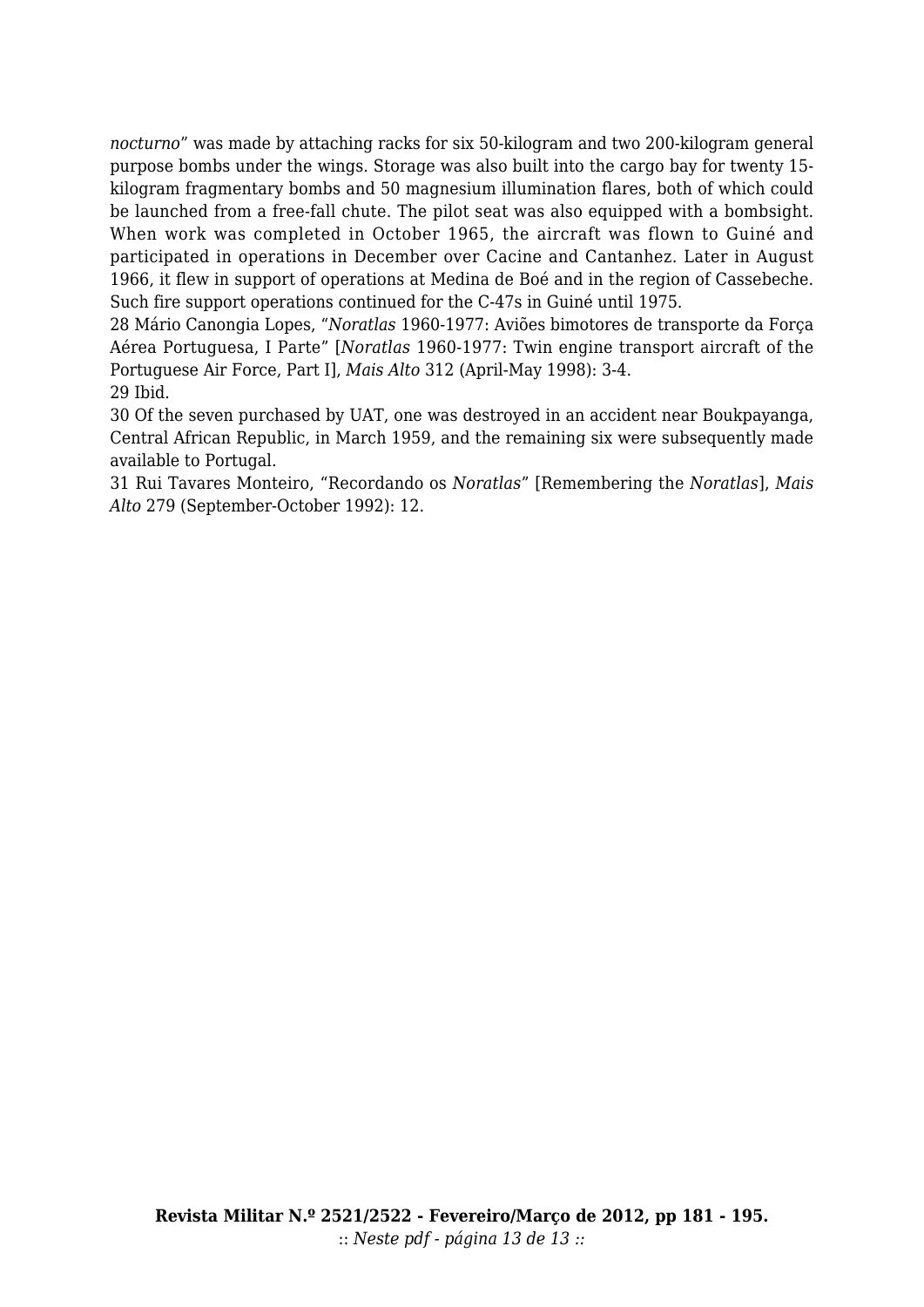*nocturno*" was made by attaching racks for six 50-kilogram and two 200-kilogram general purpose bombs under the wings. Storage was also built into the cargo bay for twenty 15-kilogram fragmentary bombs and 50 magnesium illumination flares, both of which could be launched from a free-fall chute. The pilot seat was also equipped with a bombsight. When work was completed in October 1965, the aircraft was flown to Guiné and participated in operations in December over Cacine and Cantanhez. Later in August 1966, it flew in support of operations at Medina de Boé and in the region of Cassebeche. Such fire support operations continued for the C-47s in Guiné until 1975.

28 Mário Canongia Lopes, "*Noratlas* 1960-1977: Aviões bimotores de transporte da Força Aérea Portuguesa, I Parte" [*Noratlas* 1960-1977: Twin engine transport aircraft of the Portuguese Air Force, Part I], *Mais Alto* 312 (April-May 1998): 3-4.

29 Ibid.

30 Of the seven purchased by UAT, one was destroyed in an accident near Boukpayanga, Central African Republic, in March 1959, and the remaining six were subsequently made available to Portugal.

31 Rui Tavares Monteiro, "Recordando os *Noratlas*" [Remembering the *Noratlas*], *Mais Alto* 279 (September-October 1992): 12.